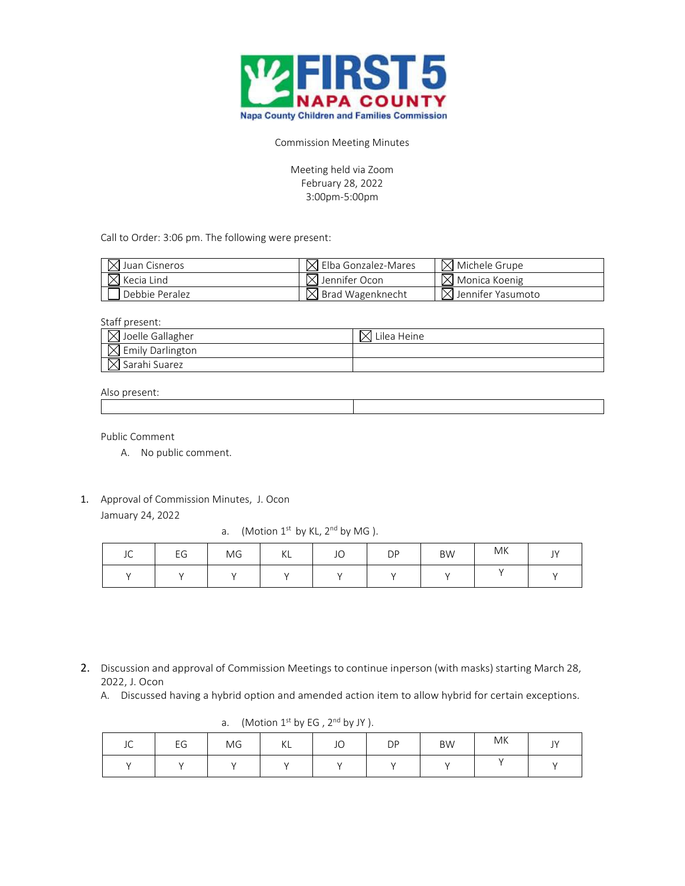# FIRST 5 NAPA COUNTY

Napa County Children and Families Commission

Commission Meeting Minutes

Meeting held via Zoom
February 28, 2022
3:00pm-5:00pm

Call to Order: 3:06 pm. The following were present:

| | | |
|---|---|---|
| ☒ Juan Cisneros | ☒ Elba Gonzalez-Mares | ☒ Michele Grupe |
| ☒ Kecia Lind | ☒ Jennifer Ocon | ☒ Monica Koenig |
| ☐ Debbie Peralez | ☒ Brad Wagenknecht | ☒ Jennifer Yasumoto |

Staff present:

| | |
|---|---|
| ☒ Joelle Gallagher | ☒ Lilea Heine |
| ☒ Emily Darlington | |
| ☒ Sarahi Suarez | |

Also present:

| | |
|---|---|
| | |

Public Comment

A. No public comment.

1. Approval of Commission Minutes, J. Ocon
   Jamuary 24, 2022

   a. (Motion 1st by KL, 2nd by MG ).

| JC | EG | MG | KL | JO | DP | BW | MK | JY |
|---|---|---|---|---|---|---|---|---|
| Y | Y | Y | Y | Y | Y | Y | Y | Y |

2. Discussion and approval of Commission Meetings to continue inperson (with masks) starting March 28, 2022, J. Ocon

   A. Discussed having a hybrid option and amended action item to allow hybrid for certain exceptions.

   a. (Motion 1st by EG , 2nd by JY ).

| JC | EG | MG | KL | JO | DP | BW | MK | JY |
|---|---|---|---|---|---|---|---|---|
| Y | Y | Y | Y | Y | Y | Y | Y | Y |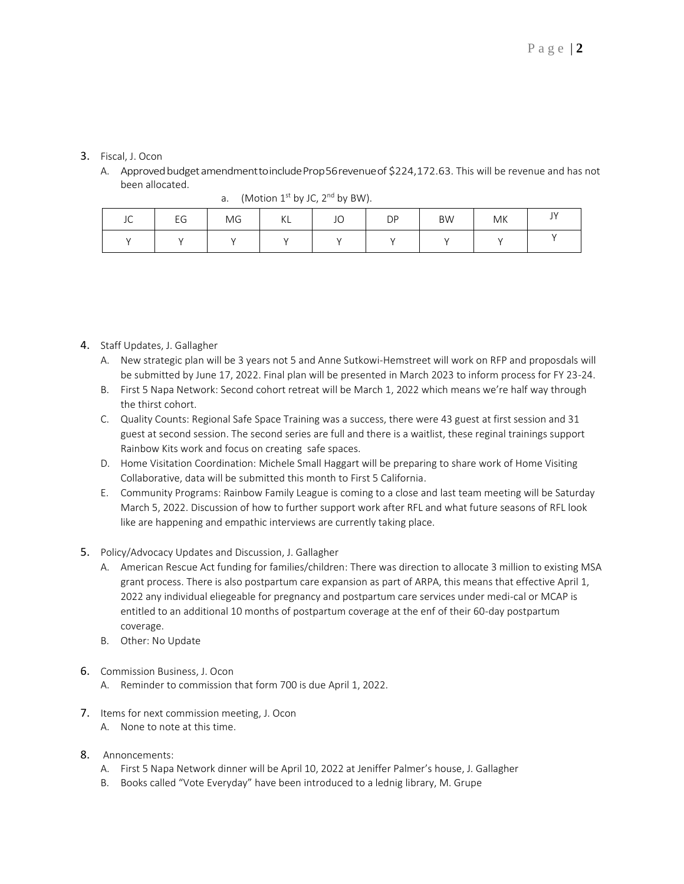3. Fiscal, J. Ocon
   A. Approved budget amendment to include Prop 56 revenue of $224,172.63. This will be revenue and has not been allocated.
      a. (Motion 1st by JC, 2nd by BW).

| JC | EG | MG | KL | JO | DP | BW | MK | JY |
|---|---|---|---|---|---|---|---|---|
| Y | Y | Y | Y | Y | Y | Y | Y | Y |

4. Staff Updates, J. Gallagher
   A. New strategic plan will be 3 years not 5 and Anne Sutkowi-Hemstreet will work on RFP and proposdals will be submitted by June 17, 2022. Final plan will be presented in March 2023 to inform process for FY 23-24.
   B. First 5 Napa Network: Second cohort retreat will be March 1, 2022 which means we're half way through the thirst cohort.
   C. Quality Counts: Regional Safe Space Training was a success, there were 43 guest at first session and 31 guest at second session. The second series are full and there is a waitlist, these reginal trainings support Rainbow Kits work and focus on creating safe spaces.
   D. Home Visitation Coordination: Michele Small Haggart will be preparing to share work of Home Visiting Collaborative, data will be submitted this month to First 5 California.
   E. Community Programs: Rainbow Family League is coming to a close and last team meeting will be Saturday March 5, 2022. Discussion of how to further support work after RFL and what future seasons of RFL look like are happening and empathic interviews are currently taking place.

5. Policy/Advocacy Updates and Discussion, J. Gallagher
   A. American Rescue Act funding for families/children: There was direction to allocate 3 million to existing MSA grant process. There is also postpartum care expansion as part of ARPA, this means that effective April 1, 2022 any individual eliegeable for pregnancy and postpartum care services under medi-cal or MCAP is entitled to an additional 10 months of postpartum coverage at the enf of their 60-day postpartum coverage.
   B. Other: No Update

6. Commission Business, J. Ocon
   A. Reminder to commission that form 700 is due April 1, 2022.

7. Items for next commission meeting, J. Ocon
   A. None to note at this time.

8. Annoncements:
   A. First 5 Napa Network dinner will be April 10, 2022 at Jeniffer Palmer's house, J. Gallagher
   B. Books called "Vote Everyday" have been introduced to a lednig library, M. Grupe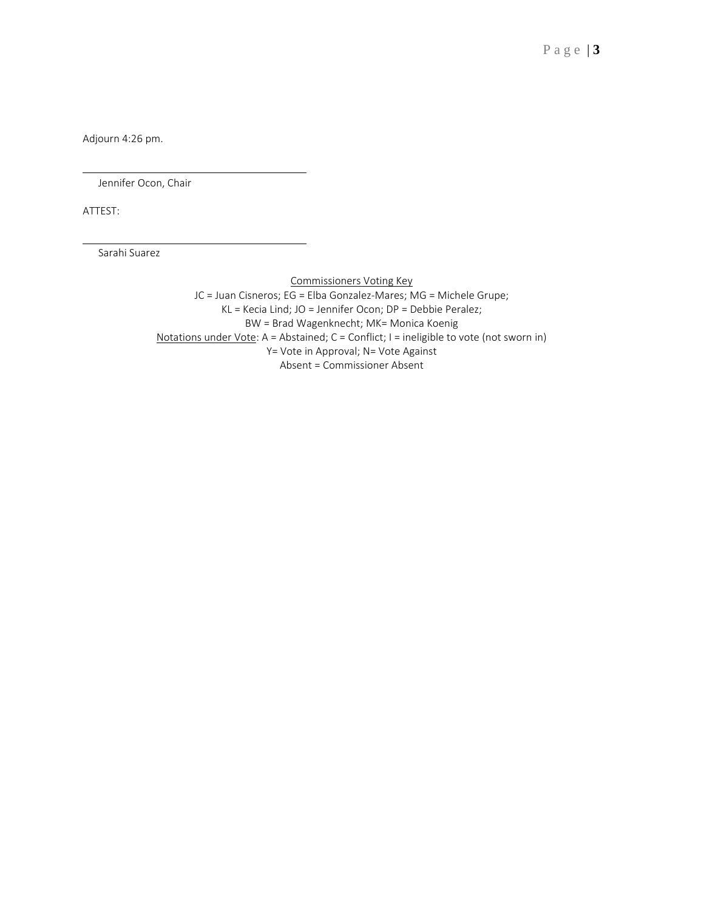Adjourn 4:26 pm.

\_\_\_\_\_\_\_\_\_\_\_\_\_\_\_\_\_\_\_\_\_\_\_\_\_\_\_\_\_\_\_\_\_\_\_\_

Jennifer Ocon, Chair

ATTEST:

\_\_\_\_\_\_\_\_\_\_\_\_\_\_\_\_\_\_\_\_\_\_\_\_\_\_\_\_\_\_\_\_\_\_\_\_

Sarahi Suarez

<u>Commissioners Voting Key</u>

JC = Juan Cisneros; EG = Elba Gonzalez-Mares; MG = Michele Grupe;
KL = Kecia Lind; JO = Jennifer Ocon; DP = Debbie Peralez;
BW = Brad Wagenknecht; MK= Monica Koenig

<u>Notations under Vote</u>: A = Abstained; C = Conflict; I = ineligible to vote (not sworn in)
Y= Vote in Approval; N= Vote Against
Absent = Commissioner Absent